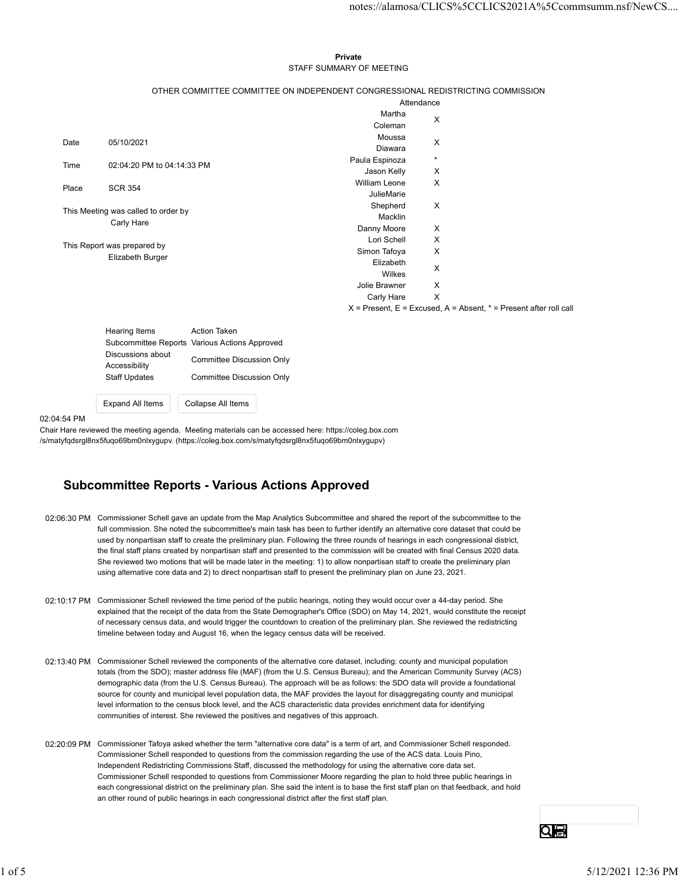**Private**

STAFF SUMMARY OF MEETING

OTHER COMMITTEE COMMITTEE ON INDEPENDENT CONGRESSIONAL REDISTRICTING COMMISSION

| | |
|---|---|
| Date | 05/10/2021 |
| Time | 02:04:20 PM to 04:14:33 PM |
| Place | SCR 354 |

This Meeting was called to order by
Carly Hare

This Report was prepared by
Elizabeth Burger

| Attendance | |
|---|---|
| Martha Coleman | X |
| Moussa Diawara | X |
| Paula Espinoza | * |
| Jason Kelly | X |
| William Leone | X |
| JulieMarie Shepherd Macklin | X |
| Danny Moore | X |
| Lori Schell | X |
| Simon Tafoya | X |
| Elizabeth Wilkes | X |
| Jolie Brawner | X |
| Carly Hare | X |

X = Present, E = Excused, A = Absent, * = Present after roll call

| Hearing Items | Action Taken |
|---|---|
| Subcommittee Reports | Various Actions Approved |
| Discussions about Accessibility | Committee Discussion Only |
| Staff Updates | Committee Discussion Only |

Expand All Items Collapse All Items

02:04:54 PM
Chair Hare reviewed the meeting agenda. Meeting materials can be accessed here: https://coleg.box.com/s/matyfqdsrgl8nx5fuqo69bm0nlxygupv. (https://coleg.box.com/s/matyfqdsrgl8nx5fuqo69bm0nlxygupv)

## Subcommittee Reports - Various Actions Approved

02:06:30 PM Commissioner Schell gave an update from the Map Analytics Subcommittee and shared the report of the subcommittee to the full commission. She noted the subcommittee's main task has been to further identify an alternative core dataset that could be used by nonpartisan staff to create the preliminary plan. Following the three rounds of hearings in each congressional district, the final staff plans created by nonpartisan staff and presented to the commission will be created with final Census 2020 data. She reviewed two motions that will be made later in the meeting: 1) to allow nonpartisan staff to create the preliminary plan using alternative core data and 2) to direct nonpartisan staff to present the preliminary plan on June 23, 2021.

02:10:17 PM Commissioner Schell reviewed the time period of the public hearings, noting they would occur over a 44-day period. She explained that the receipt of the data from the State Demographer's Office (SDO) on May 14, 2021, would constitute the receipt of necessary census data, and would trigger the countdown to creation of the preliminary plan. She reviewed the redistricting timeline between today and August 16, when the legacy census data will be received.

02:13:40 PM Commissioner Schell reviewed the components of the alternative core dataset, including: county and municipal population totals (from the SDO); master address file (MAF) (from the U.S. Census Bureau); and the American Community Survey (ACS) demographic data (from the U.S. Census Bureau). The approach will be as follows: the SDO data will provide a foundational source for county and municipal level population data, the MAF provides the layout for disaggregating county and municipal level information to the census block level, and the ACS characteristic data provides enrichment data for identifying communities of interest. She reviewed the positives and negatives of this approach.

02:20:09 PM Commissioner Tafoya asked whether the term "alternative core data" is a term of art, and Commissioner Schell responded. Commissioner Schell responded to questions from the commission regarding the use of the ACS data. Louis Pino, Independent Redistricting Commissions Staff, discussed the methodology for using the alternative core data set. Commissioner Schell responded to questions from Commissioner Moore regarding the plan to hold three public hearings in each congressional district on the preliminary plan. She said the intent is to base the first staff plan on that feedback, and hold an other round of public hearings in each congressional district after the first staff plan.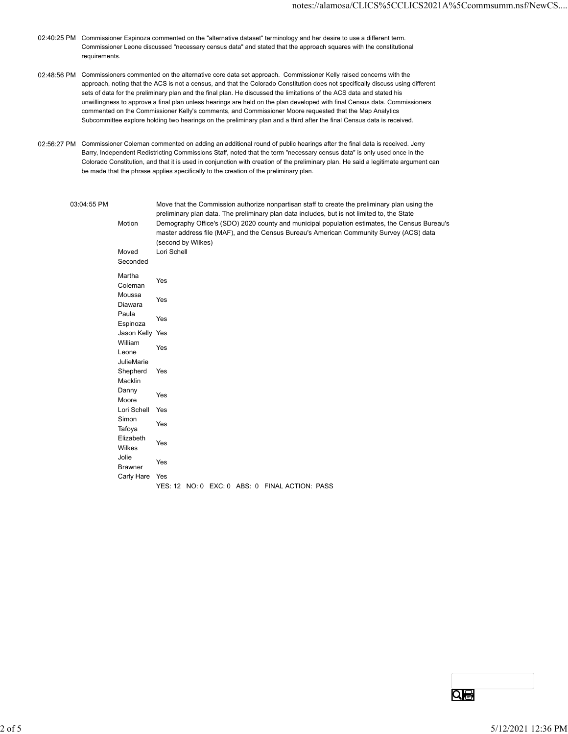02:40:25 PM Commissioner Espinoza commented on the "alternative dataset" terminology and her desire to use a different term. Commissioner Leone discussed "necessary census data" and stated that the approach squares with the constitutional requirements.

02:48:56 PM Commissioners commented on the alternative core data set approach. Commissioner Kelly raised concerns with the approach, noting that the ACS is not a census, and that the Colorado Constitution does not specifically discuss using different sets of data for the preliminary plan and the final plan. He discussed the limitations of the ACS data and stated his unwillingness to approve a final plan unless hearings are held on the plan developed with final Census data. Commissioners commented on the Commissioner Kelly's comments, and Commissioner Moore requested that the Map Analytics Subcommittee explore holding two hearings on the preliminary plan and a third after the final Census data is received.

02:56:27 PM Commissioner Coleman commented on adding an additional round of public hearings after the final data is received. Jerry Barry, Independent Redistricting Commissions Staff, noted that the term "necessary census data" is only used once in the Colorado Constitution, and that it is used in conjunction with creation of the preliminary plan. He said a legitimate argument can be made that the phrase applies specifically to the creation of the preliminary plan.

| 03:04:55 PM | | |
|---|---|---|
| | Motion | Move that the Commission authorize nonpartisan staff to create the preliminary plan using the preliminary plan data. The preliminary plan data includes, but is not limited to, the State Demography Office's (SDO) 2020 county and municipal population estimates, the Census Bureau's master address file (MAF), and the Census Bureau's American Community Survey (ACS) data (second by Wilkes) |
| | Moved | Lori Schell |
| | Seconded | |
| | Martha Coleman | Yes |
| | Moussa Diawara | Yes |
| | Paula Espinoza | Yes |
| | Jason Kelly | Yes |
| | William Leone | Yes |
| | JulieMarie Shepherd Macklin | Yes |
| | Danny Moore | Yes |
| | Lori Schell | Yes |
| | Simon Tafoya | Yes |
| | Elizabeth Wilkes | Yes |
| | Jolie Brawner | Yes |
| | Carly Hare | Yes |
| | | YES: 12 NO: 0 EXC: 0 ABS: 0 FINAL ACTION: PASS |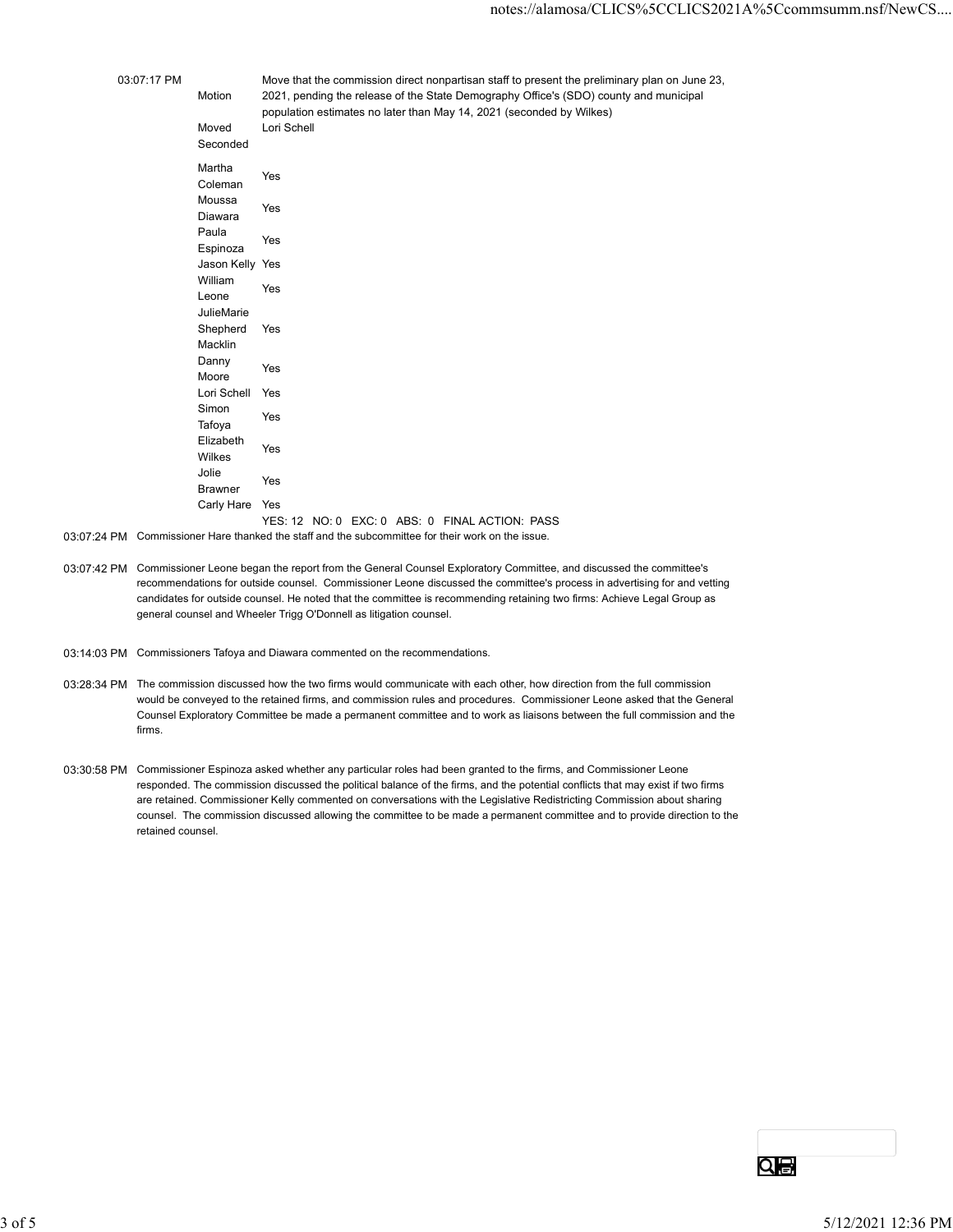| | | |
|---|---|---|
| 03:07:17 PM | Motion | Move that the commission direct nonpartisan staff to present the preliminary plan on June 23, 2021, pending the release of the State Demography Office's (SDO) county and municipal population estimates no later than May 14, 2021 (seconded by Wilkes) |
| | Moved | Lori Schell |
| | Seconded | |
| | Martha Coleman | Yes |
| | Moussa Diawara | Yes |
| | Paula Espinoza | Yes |
| | Jason Kelly | Yes |
| | William Leone | Yes |
| | JulieMarie Shepherd Macklin | Yes |
| | Danny Moore | Yes |
| | Lori Schell | Yes |
| | Simon Tafoya | Yes |
| | Elizabeth Wilkes | Yes |
| | Jolie Brawner | Yes |
| | Carly Hare | Yes |
| | | YES: 12 NO: 0 EXC: 0 ABS: 0 FINAL ACTION: PASS |

03:07:24 PM Commissioner Hare thanked the staff and the subcommittee for their work on the issue.

03:07:42 PM Commissioner Leone began the report from the General Counsel Exploratory Committee, and discussed the committee's recommendations for outside counsel. Commissioner Leone discussed the committee's process in advertising for and vetting candidates for outside counsel. He noted that the committee is recommending retaining two firms: Achieve Legal Group as general counsel and Wheeler Trigg O'Donnell as litigation counsel.

03:14:03 PM Commissioners Tafoya and Diawara commented on the recommendations.

03:28:34 PM The commission discussed how the two firms would communicate with each other, how direction from the full commission would be conveyed to the retained firms, and commission rules and procedures. Commissioner Leone asked that the General Counsel Exploratory Committee be made a permanent committee and to work as liaisons between the full commission and the firms.

03:30:58 PM Commissioner Espinoza asked whether any particular roles had been granted to the firms, and Commissioner Leone responded. The commission discussed the political balance of the firms, and the potential conflicts that may exist if two firms are retained. Commissioner Kelly commented on conversations with the Legislative Redistricting Commission about sharing counsel. The commission discussed allowing the committee to be made a permanent committee and to provide direction to the retained counsel.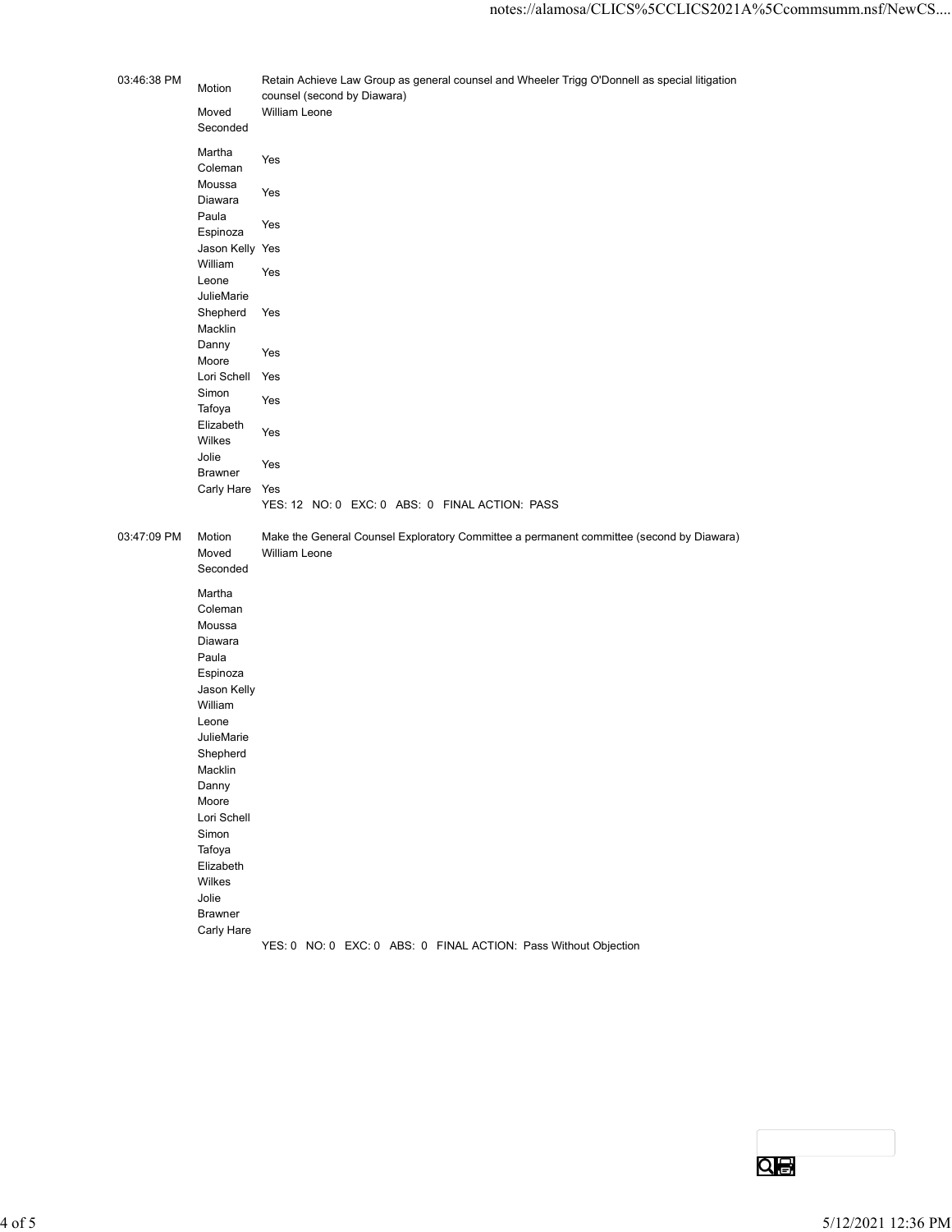| | | |
|---|---|---|
| 03:46:38 PM | Motion | Retain Achieve Law Group as general counsel and Wheeler Trigg O'Donnell as special litigation counsel (second by Diawara) |
| | Moved | William Leone |
| | Seconded | |
| | Martha Coleman | Yes |
| | Moussa Diawara | Yes |
| | Paula Espinoza | Yes |
| | Jason Kelly | Yes |
| | William Leone | Yes |
| | JulieMarie Shepherd Macklin | Yes |
| | Danny Moore | Yes |
| | Lori Schell | Yes |
| | Simon Tafoya | Yes |
| | Elizabeth Wilkes | Yes |
| | Jolie Brawner | Yes |
| | Carly Hare | Yes |
| | | YES: 12 NO: 0 EXC: 0 ABS: 0 FINAL ACTION: PASS |

| | | |
|---|---|---|
| 03:47:09 PM | Motion | Make the General Counsel Exploratory Committee a permanent committee (second by Diawara) |
| | Moved | William Leone |
| | Seconded | |
| | Martha Coleman | |
| | Moussa Diawara | |
| | Paula Espinoza | |
| | Jason Kelly | |
| | William Leone | |
| | JulieMarie Shepherd Macklin | |
| | Danny Moore | |
| | Lori Schell | |
| | Simon Tafoya | |
| | Elizabeth Wilkes | |
| | Jolie Brawner | |
| | Carly Hare | |
| | | YES: 0 NO: 0 EXC: 0 ABS: 0 FINAL ACTION: Pass Without Objection |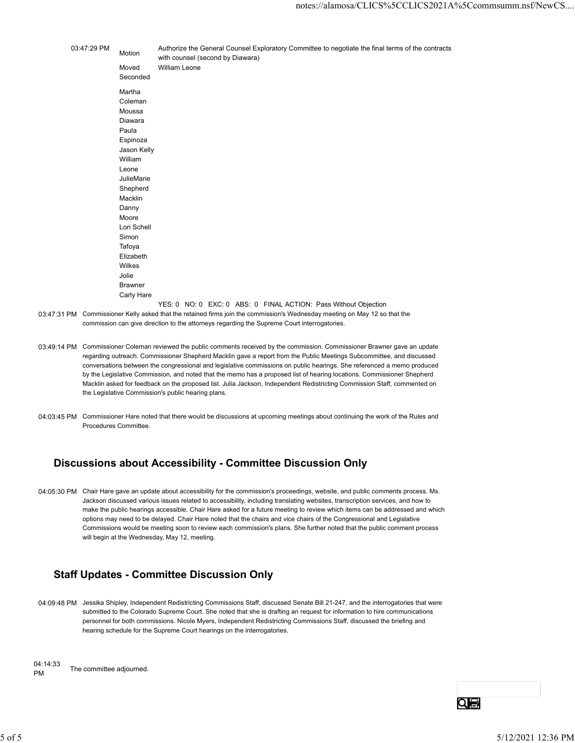| | | |
|---|---|---|
| 03:47:29 PM | Motion | Authorize the General Counsel Exploratory Committee to negotiate the final terms of the contracts with counsel (second by Diawara) |
| | Moved | William Leone |
| | Seconded | |
| | Martha Coleman | |
| | Moussa Diawara | |
| | Paula Espinoza | |
| | Jason Kelly | |
| | William Leone | |
| | JulieMarie Shepherd Macklin | |
| | Danny Moore | |
| | Lori Schell | |
| | Simon Tafoya | |
| | Elizabeth Wilkes | |
| | Jolie Brawner | |
| | Carly Hare | |
| | | YES: 0 NO: 0 EXC: 0 ABS: 0 FINAL ACTION: Pass Without Objection |

03:47:31 PM Commissioner Kelly asked that the retained firms join the commission's Wednesday meeting on May 12 so that the commission can give direction to the attorneys regarding the Supreme Court interrogatories.

03:49:14 PM Commissioner Coleman reviewed the public comments received by the commission. Commissioner Brawner gave an update regarding outreach. Commissioner Shepherd Macklin gave a report from the Public Meetings Subcommittee, and discussed conversations between the congressional and legislative commissions on public hearings. She referenced a memo produced by the Legislative Commission, and noted that the memo has a proposed list of hearing locations. Commissioner Shepherd Macklin asked for feedback on the proposed list. Julia Jackson, Independent Redistricting Commission Staff, commented on the Legislative Commission's public hearing plans.

04:03:45 PM Commissioner Hare noted that there would be discussions at upcoming meetings about continuing the work of the Rules and Procedures Committee.

## Discussions about Accessibility - Committee Discussion Only

04:05:30 PM Chair Hare gave an update about accessibility for the commission's proceedings, website, and public comments process. Ms. Jackson discussed various issues related to accessibility, including translating websites, transcription services, and how to make the public hearings accessible. Chair Hare asked for a future meeting to review which items can be addressed and which options may need to be delayed. Chair Hare noted that the chairs and vice chairs of the Congressional and Legislative Commissions would be meeting soon to review each commission's plans. She further noted that the public comment process will begin at the Wednesday, May 12, meeting.

## Staff Updates - Committee Discussion Only

04:09:48 PM Jessika Shipley, Independent Redistricting Commissions Staff, discussed Senate Bill 21-247, and the interrogatories that were submitted to the Colorado Supreme Court. She noted that she is drafting an request for information to hire communications personnel for both commissions. Nicole Myers, Independent Redistricting Commissions Staff, discussed the briefing and hearing schedule for the Supreme Court hearings on the interrogatories.

04:14:33 PM The committee adjourned.